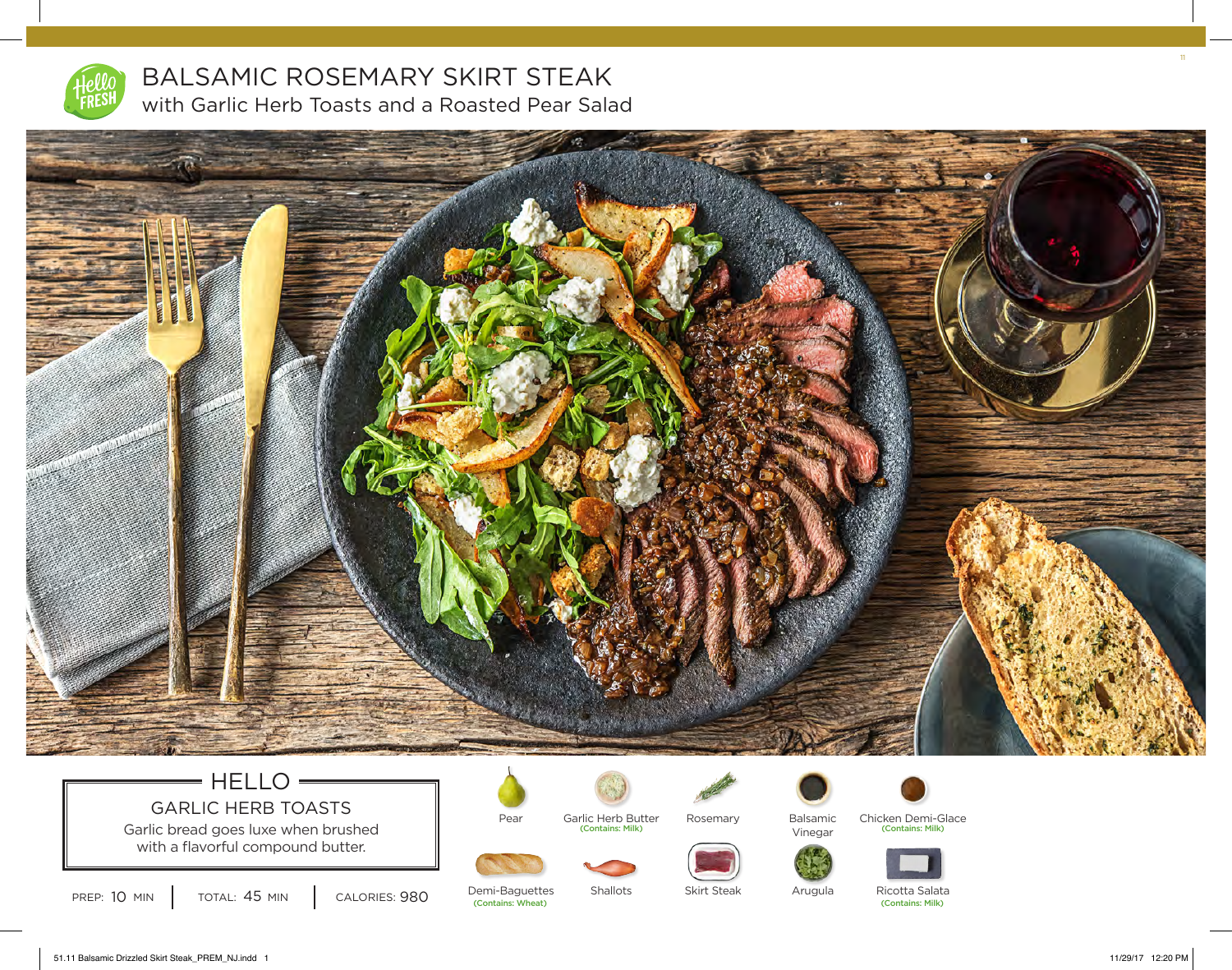# BALSAMIC ROSEMARY SKIRT STEAK

## with Garlic Herb Toasts and a Roasted Pear Salad

## HELLO

### GARLIC HERB TOASTS

Garlic bread goes luxe when brushed with a flavorful compound butter.

PREP: 10 MIN | TOTAL: 45 MIN | CALORIES: 980

- Pear
- Garlic Herb Butter (Contains: Milk)
- Rosemary
- Balsamic Vinegar
- Chicken Demi-Glace (Contains: Milk)
- Demi-Baguettes (Contains: Wheat)
- Shallots
- Skirt Steak
- Arugula
- Ricotta Salata (Contains: Milk)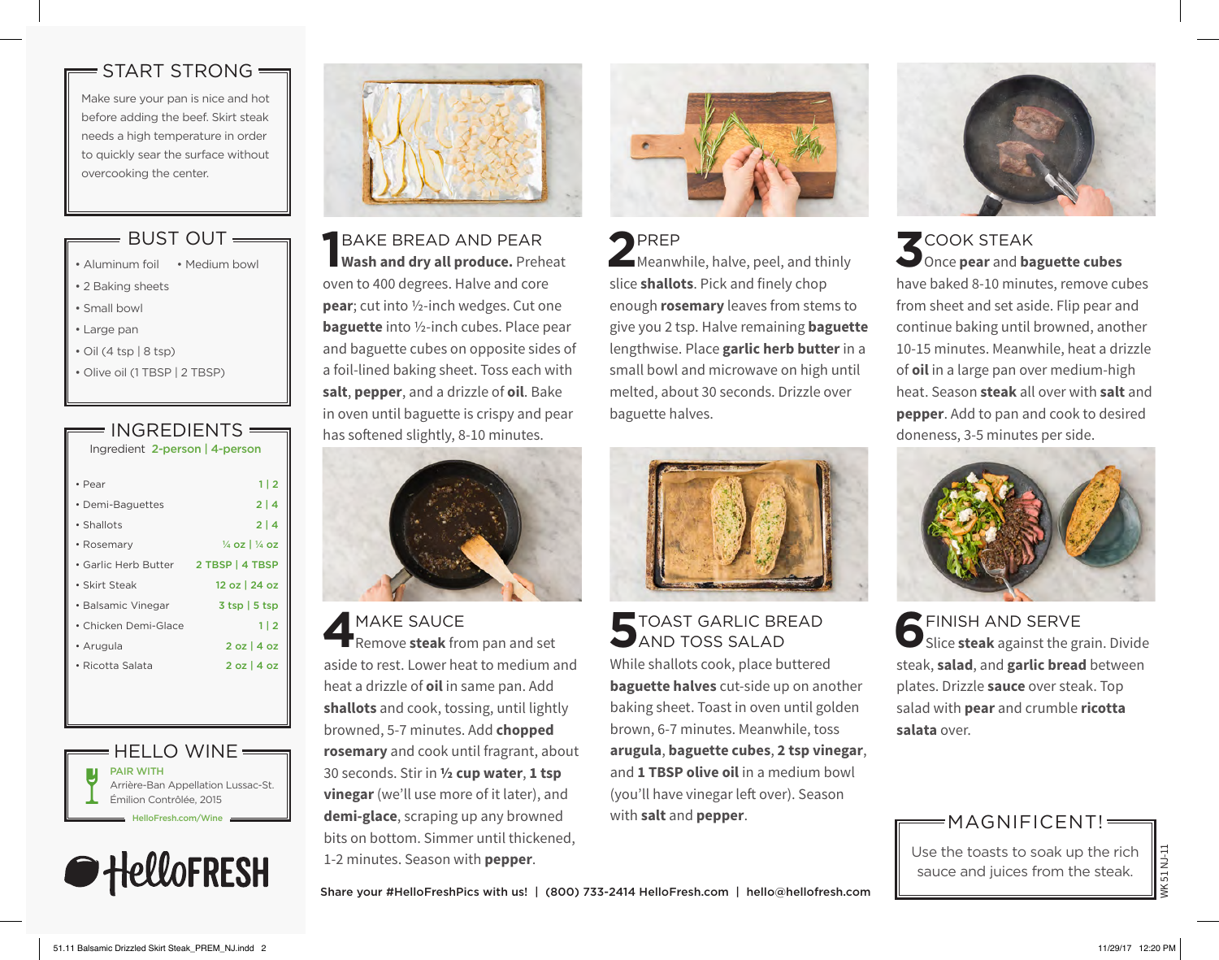## START STRONG

Make sure your pan is nice and hot before adding the beef. Skirt steak needs a high temperature in order to quickly sear the surface without overcooking the center.

## BUST OUT

- Aluminum foil
- Medium bowl
- 2 Baking sheets
- Small bowl
- Large pan
- Oil (4 tsp | 8 tsp)
- Olive oil (1 TBSP | 2 TBSP)

## INGREDIENTS

| Ingredient | 2-person \| 4-person |
|---|---|
| Pear | 1 \| 2 |
| Demi-Baguettes | 2 \| 4 |
| Shallots | 2 \| 4 |
| Rosemary | ¼ oz \| ¼ oz |
| Garlic Herb Butter | 2 TBSP \| 4 TBSP |
| Skirt Steak | 12 oz \| 24 oz |
| Balsamic Vinegar | 3 tsp \| 5 tsp |
| Chicken Demi-Glace | 1 \| 2 |
| Arugula | 2 oz \| 4 oz |
| Ricotta Salata | 2 oz \| 4 oz |

## HELLO WINE

PAIR WITH
Arrière-Ban Appellation Lussac-St. Émilion Contrôlée, 2015

HelloFresh.com/Wine

HelloFRESH

## 1 BAKE BREAD AND PEAR

**Wash and dry all produce.** Preheat oven to 400 degrees. Halve and core **pear**; cut into ½-inch wedges. Cut one **baguette** into ½-inch cubes. Place pear and baguette cubes on opposite sides of a foil-lined baking sheet. Toss each with **salt**, **pepper**, and a drizzle of **oil**. Bake in oven until baguette is crispy and pear has softened slightly, 8-10 minutes.

## 2 PREP

Meanwhile, halve, peel, and thinly slice **shallots**. Pick and finely chop enough **rosemary** leaves from stems to give you 2 tsp. Halve remaining **baguette** lengthwise. Place **garlic herb butter** in a small bowl and microwave on high until melted, about 30 seconds. Drizzle over baguette halves.

## 3 COOK STEAK

Once **pear** and **baguette cubes** have baked 8-10 minutes, remove cubes from sheet and set aside. Flip pear and continue baking until browned, another 10-15 minutes. Meanwhile, heat a drizzle of **oil** in a large pan over medium-high heat. Season **steak** all over with **salt** and **pepper**. Add to pan and cook to desired doneness, 3-5 minutes per side.

## 4 MAKE SAUCE

Remove **steak** from pan and set aside to rest. Lower heat to medium and heat a drizzle of **oil** in same pan. Add **shallots** and cook, tossing, until lightly browned, 5-7 minutes. Add **chopped rosemary** and cook until fragrant, about 30 seconds. Stir in **½ cup water**, **1 tsp vinegar** (we'll use more of it later), and **demi-glace**, scraping up any browned bits on bottom. Simmer until thickened, 1-2 minutes. Season with **pepper**.

## 5 TOAST GARLIC BREAD AND TOSS SALAD

While shallots cook, place buttered **baguette halves** cut-side up on another baking sheet. Toast in oven until golden brown, 6-7 minutes. Meanwhile, toss **arugula**, **baguette cubes**, **2 tsp vinegar**, and **1 TBSP olive oil** in a medium bowl (you'll have vinegar left over). Season with **salt** and **pepper**.

## 6 FINISH AND SERVE

Slice **steak** against the grain. Divide steak, **salad**, and **garlic bread** between plates. Drizzle **sauce** over steak. Top salad with **pear** and crumble **ricotta salata** over.

## MAGNIFICENT!

Use the toasts to soak up the rich sauce and juices from the steak.

Share your #HelloFreshPics with us! | (800) 733-2414 HelloFresh.com | hello@hellofresh.com

WK 51 NJ-11